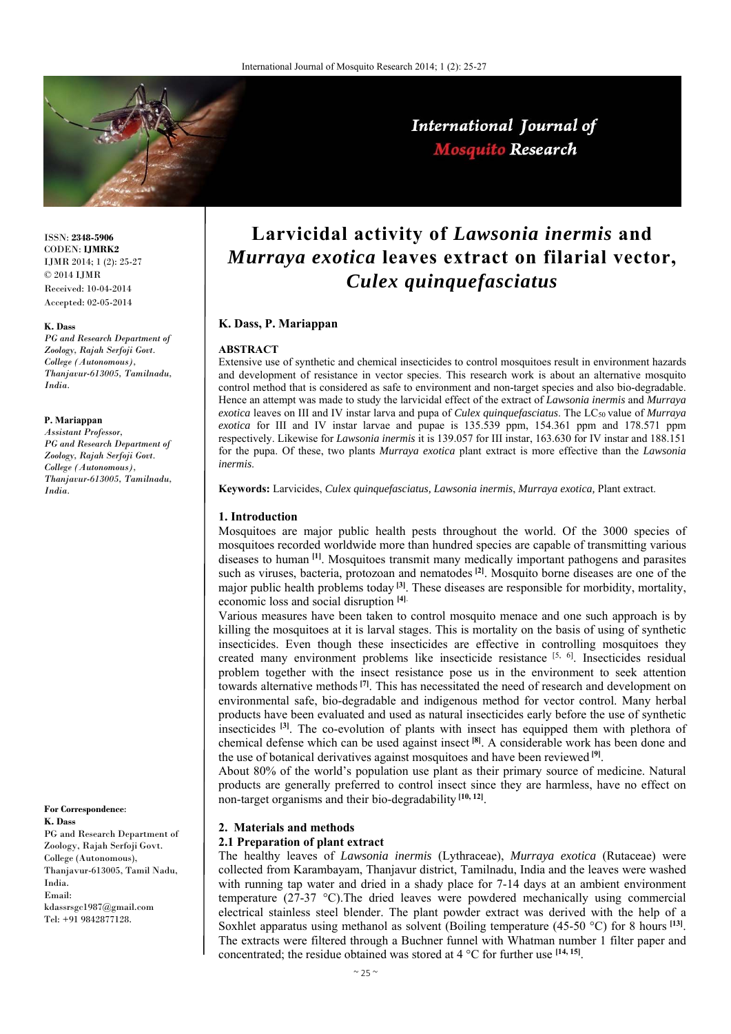ISSN: **2348-5906**
CODEN: **IJMRK2**
IJMR 2014; 1 (2): 25-27
© 2014 IJMR
Received: 10-04-2014
Accepted: 02-05-2014

**K. Dass**
*PG and Research Department of Zoology, Rajah Serfoji Govt. College (Autonomous), Thanjavur-613005, Tamilnadu, India.*

**P. Mariappan**
*Assistant Professor, PG and Research Department of Zoology, Rajah Serfoji Govt. College (Autonomous), Thanjavur-613005, Tamilnadu, India.*

**For Correspondence**:
**K. Dass**
PG and Research Department of Zoology, Rajah Serfoji Govt. College (Autonomous), Thanjavur-613005, Tamil Nadu, India.
Email: kdassrsgc1987@gmail.com
Tel: +91 9842877128.

# Larvicidal activity of *Lawsonia inermis* and *Murraya exotica* leaves extract on filarial vector, *Culex quinquefasciatus*

**K. Dass, P. Mariappan**

## ABSTRACT

Extensive use of synthetic and chemical insecticides to control mosquitoes result in environment hazards and development of resistance in vector species. This research work is about an alternative mosquito control method that is considered as safe to environment and non-target species and also bio-degradable. Hence an attempt was made to study the larvicidal effect of the extract of *Lawsonia inermis* and *Murraya exotica* leaves on III and IV instar larva and pupa of *Culex quinquefasciatus*. The $LC_{50}$ value of *Murraya exotica* for III and IV instar larvae and pupae is 135.539 ppm, 154.361 ppm and 178.571 ppm respectively. Likewise for *Lawsonia inermis* it is 139.057 for III instar, 163.630 for IV instar and 188.151 for the pupa. Of these, two plants *Murraya exotica* plant extract is more effective than the *Lawsonia inermis*.

**Keywords:** Larvicides, *Culex quinquefasciatus, Lawsonia inermis*, *Murraya exotica,* Plant extract.

## 1. Introduction

Mosquitoes are major public health pests throughout the world. Of the 3000 species of mosquitoes recorded worldwide more than hundred species are capable of transmitting various diseases to human [1]. Mosquitoes transmit many medically important pathogens and parasites such as viruses, bacteria, protozoan and nematodes [2]. Mosquito borne diseases are one of the major public health problems today [3]. These diseases are responsible for morbidity, mortality, economic loss and social disruption [4].

Various measures have been taken to control mosquito menace and one such approach is by killing the mosquitoes at it is larval stages. This is mortality on the basis of using of synthetic insecticides. Even though these insecticides are effective in controlling mosquitoes they created many environment problems like insecticide resistance [5, 6]. Insecticides residual problem together with the insect resistance pose us in the environment to seek attention towards alternative methods [7]. This has necessitated the need of research and development on environmental safe, bio-degradable and indigenous method for vector control. Many herbal products have been evaluated and used as natural insecticides early before the use of synthetic insecticides [3]. The co-evolution of plants with insect has equipped them with plethora of chemical defense which can be used against insect [8]. A considerable work has been done and the use of botanical derivatives against mosquitoes and have been reviewed [9].

About 80% of the world's population use plant as their primary source of medicine. Natural products are generally preferred to control insect since they are harmless, have no effect on non-target organisms and their bio-degradability [10, 12].

## 2. Materials and methods

### 2.1 Preparation of plant extract

The healthy leaves of *Lawsonia inermis* (Lythraceae), *Murraya exotica* (Rutaceae) were collected from Karambayam, Thanjavur district, Tamilnadu, India and the leaves were washed with running tap water and dried in a shady place for 7-14 days at an ambient environment temperature (27-37 °C).The dried leaves were powdered mechanically using commercial electrical stainless steel blender. The plant powder extract was derived with the help of a Soxhlet apparatus using methanol as solvent (Boiling temperature (45-50 °C) for 8 hours [13]. The extracts were filtered through a Buchner funnel with Whatman number 1 filter paper and concentrated; the residue obtained was stored at 4 °C for further use [14, 15].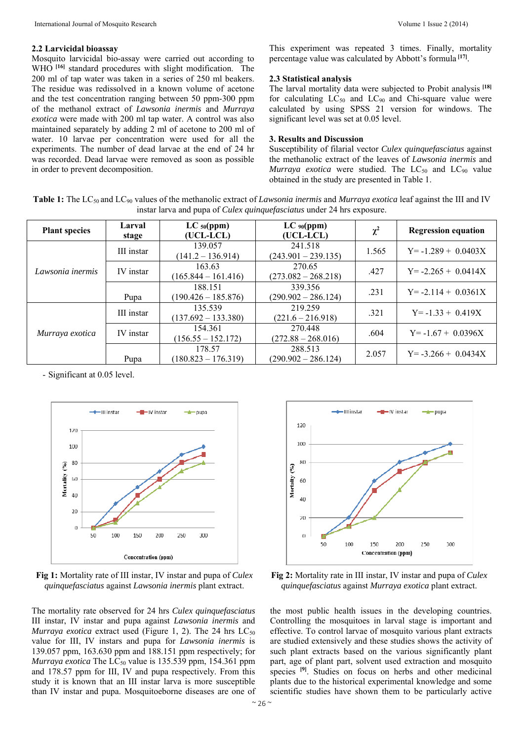### 2.2 Larvicidal bioassay

Mosquito larvicidal bio-assay were carried out according to WHO [16] standard procedures with slight modification. The 200 ml of tap water was taken in a series of 250 ml beakers. The residue was redissolved in a known volume of acetone and the test concentration ranging between 50 ppm-300 ppm of the methanol extract of *Lawsonia inermis* and *Murraya exotica* were made with 200 ml tap water. A control was also maintained separately by adding 2 ml of acetone to 200 ml of water. 10 larvae per concentration were used for all the experiments. The number of dead larvae at the end of 24 hr was recorded. Dead larvae were removed as soon as possible in order to prevent decomposition.

This experiment was repeated 3 times. Finally, mortality percentage value was calculated by Abbott's formula [17].

### 2.3 Statistical analysis

The larval mortality data were subjected to Probit analysis [18] for calculating $LC_{50}$ and $LC_{90}$ and Chi-square value were calculated by using SPSS 21 version for windows. The significant level was set at 0.05 level.

## 3. Results and Discussion

Susceptibility of filarial vector *Culex quinquefasciatus* against the methanolic extract of the leaves of *Lawsonia inermis* and *Murraya exotica* were studied. The $LC_{50}$ and $LC_{90}$ value obtained in the study are presented in Table 1.

**Table 1:** The $LC_{50}$ and $LC_{90}$ values of the methanolic extract of *Lawsonia inermis* and *Murraya exotica* leaf against the III and IV instar larva and pupa of *Culex quinquefasciatus* under 24 hrs exposure.

| Plant species | Larval stage | $LC_{50}$(ppm) (UCL-LCL) | $LC_{90}$(ppm) (UCL-LCL) | $\chi^2$ | Regression equation |
|---|---|---|---|---|---|
| *Lawsonia inermis* | III instar | 139.057 (141.2 – 136.914) | 241.518 (243.901 – 239.135) | 1.565 | Y= -1.289 + 0.0403X |
| | IV instar | 163.63 (165.844 – 161.416) | 270.65 (273.082 – 268.218) | .427 | Y= -2.265 + 0.0414X |
| | Pupa | 188.151 (190.426 – 185.876) | 339.356 (290.902 – 286.124) | .231 | Y= -2.114 + 0.0361X |
| *Murraya exotica* | III instar | 135.539 (137.692 – 133.380) | 219.259 (221.6 – 216.918) | .321 | Y= -1.33 + 0.419X |
| | IV instar | 154.361 (156.55 – 152.172) | 270.448 (272.88 – 268.016) | .604 | Y= -1.67 + 0.0396X |
| | Pupa | 178.57 (180.823 – 176.319) | 288.513 (290.902 – 286.124) | 2.057 | Y= -3.266 + 0.0434X |

- Significant at 0.05 level.

**Fig 1:** Mortality rate of III instar, IV instar and pupa of *Culex quinquefasciatus* against *Lawsonia inermis* plant extract.

**Fig 2:** Mortality rate in III instar, IV instar and pupa of *Culex quinquefasciatus* against *Murraya exotica* plant extract.

The mortality rate observed for 24 hrs *Culex quinquefasciatus* III instar, IV instar and pupa against *Lawsonia inermis* and *Murraya exotica* extract used (Figure 1, 2). The 24 hrs $LC_{50}$ value for III, IV instars and pupa for *Lawsonia inermis* is 139.057 ppm, 163.630 ppm and 188.151 ppm respectively; for *Murraya exotica* The $LC_{50}$ value is 135.539 ppm, 154.361 ppm and 178.57 ppm for III, IV and pupa respectively. From this study it is known that an III instar larva is more susceptible than IV instar and pupa. Mosquitoeborne diseases are one of the most public health issues in the developing countries. Controlling the mosquitoes in larval stage is important and effective. To control larvae of mosquito various plant extracts are studied extensively and these studies shows the activity of such plant extracts based on the various significantly plant part, age of plant part, solvent used extraction and mosquito species [9]. Studies on focus on herbs and other medicinal plants due to the historical experimental knowledge and some scientific studies have shown them to be particularly active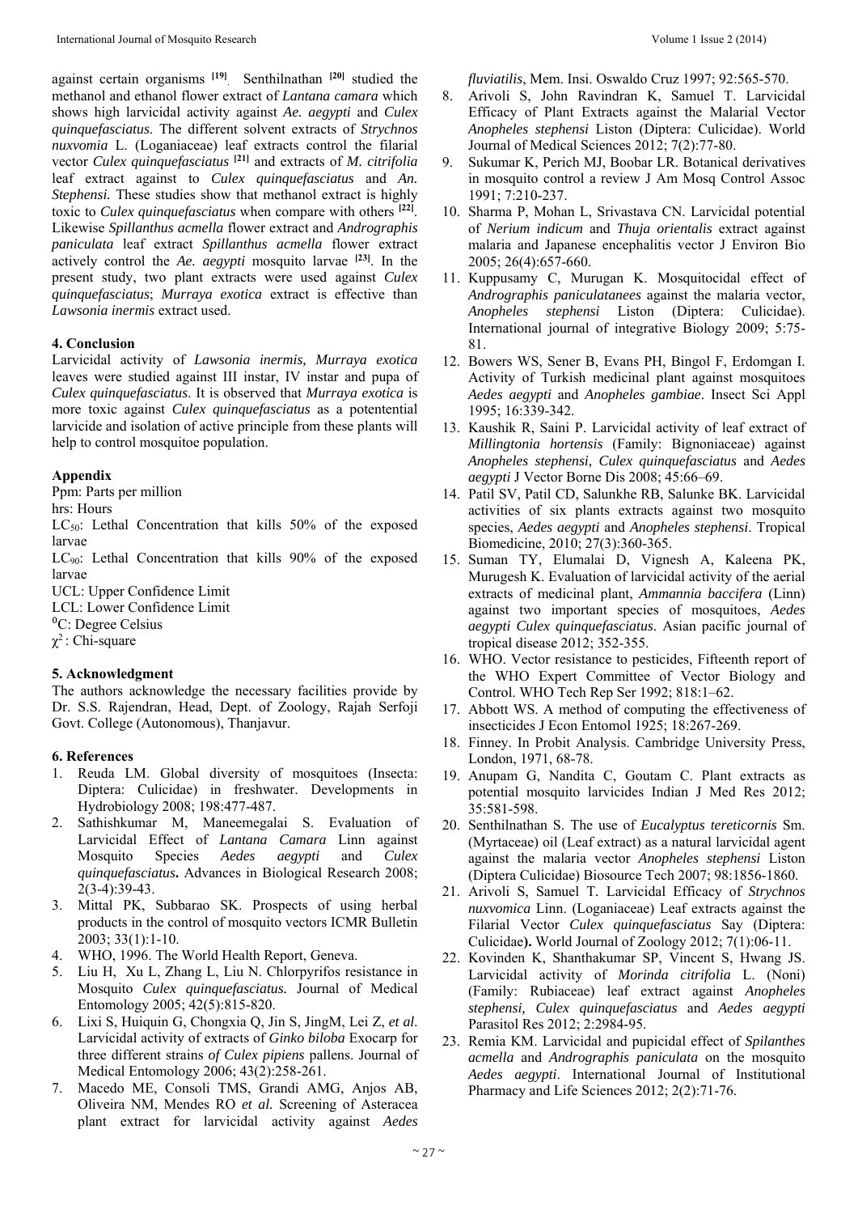against certain organisms [19]. Senthilnathan [20] studied the methanol and ethanol flower extract of *Lantana camara* which shows high larvicidal activity against *Ae. aegypti* and *Culex quinquefasciatus*. The different solvent extracts of *Strychnos nuxvomia* L. (Loganiaceae) leaf extracts control the filarial vector *Culex quinquefasciatus* [21] and extracts of *M. citrifolia* leaf extract against to *Culex quinquefasciatus* and *An. Stephensi.* These studies show that methanol extract is highly toxic to *Culex quinquefasciatus* when compare with others [22]. Likewise *Spillanthus acmella* flower extract and *Andrographis paniculata* leaf extract *Spillanthus acmella* flower extract actively control the *Ae. aegypti* mosquito larvae [23]. In the present study, two plant extracts were used against *Culex quinquefasciatus*; *Murraya exotica* extract is effective than *Lawsonia inermis* extract used.

## 4. Conclusion

Larvicidal activity of *Lawsonia inermis, Murraya exotica* leaves were studied against III instar, IV instar and pupa of *Culex quinquefasciatus*. It is observed that *Murraya exotica* is more toxic against *Culex quinquefasciatus* as a potentential larvicide and isolation of active principle from these plants will help to control mosquitoe population.

## Appendix

Ppm: Parts per million

hrs: Hours

$LC_{50}$: Lethal Concentration that kills 50% of the exposed larvae

$LC_{90}$: Lethal Concentration that kills 90% of the exposed larvae

UCL: Upper Confidence Limit

LCL: Lower Confidence Limit

$^0C$: Degree Celsius

$\chi^2$ : Chi-square

## 5. Acknowledgment

The authors acknowledge the necessary facilities provide by Dr. S.S. Rajendran, Head, Dept. of Zoology, Rajah Serfoji Govt. College (Autonomous), Thanjavur.

## 6. References

1. Reuda LM. Global diversity of mosquitoes (Insecta: Diptera: Culicidae) in freshwater. Developments in Hydrobiology 2008; 198:477-487.
2. Sathishkumar M, Maneemegalai S. Evaluation of Larvicidal Effect of *Lantana Camara* Linn against Mosquito Species *Aedes aegypti* and *Culex quinquefasciatus***.** Advances in Biological Research 2008; 2(3-4):39-43.
3. Mittal PK, Subbarao SK. Prospects of using herbal products in the control of mosquito vectors ICMR Bulletin 2003; 33(1):1-10.
4. WHO, 1996. The World Health Report, Geneva.
5. Liu H, Xu L, Zhang L, Liu N. Chlorpyrifos resistance in Mosquito *Culex quinquefasciatus.* Journal of Medical Entomology 2005; 42(5):815-820.
6. Lixi S, Huiquin G, Chongxia Q, Jin S, JingM, Lei Z, *et al*. Larvicidal activity of extracts of *Ginko biloba* Exocarp for three different strains *of Culex pipiens* pallens. Journal of Medical Entomology 2006; 43(2):258-261.
7. Macedo ME, Consoli TMS, Grandi AMG, Anjos AB, Oliveira NM, Mendes RO *et al.* Screening of Asteracea plant extract for larvicidal activity against *Aedes fluviatilis*, Mem. Insi. Oswaldo Cruz 1997; 92:565-570.
8. Arivoli S, John Ravindran K, Samuel T. Larvicidal Efficacy of Plant Extracts against the Malarial Vector *Anopheles stephensi* Liston (Diptera: Culicidae). World Journal of Medical Sciences 2012; 7(2):77-80.
9. Sukumar K, Perich MJ, Boobar LR. Botanical derivatives in mosquito control a review J Am Mosq Control Assoc 1991; 7:210-237.
10. Sharma P, Mohan L, Srivastava CN. Larvicidal potential of *Nerium indicum* and *Thuja orientalis* extract against malaria and Japanese encephalitis vector J Environ Bio 2005; 26(4):657-660.
11. Kuppusamy C, Murugan K. Mosquitocidal effect of *Andrographis paniculatanees* against the malaria vector, *Anopheles stephensi* Liston (Diptera: Culicidae). International journal of integrative Biology 2009; 5:75-81.
12. Bowers WS, Sener B, Evans PH, Bingol F, Erdomgan I. Activity of Turkish medicinal plant against mosquitoes *Aedes aegypti* and *Anopheles gambiae*. Insect Sci Appl 1995; 16:339-342.
13. Kaushik R, Saini P. Larvicidal activity of leaf extract of *Millingtonia hortensis* (Family: Bignoniaceae) against *Anopheles stephensi, Culex quinquefasciatus* and *Aedes aegypti* J Vector Borne Dis 2008; 45:66–69.
14. Patil SV, Patil CD, Salunkhe RB, Salunke BK. Larvicidal activities of six plants extracts against two mosquito species, *Aedes aegypti* and *Anopheles stephensi*. Tropical Biomedicine, 2010; 27(3):360-365.
15. Suman TY, Elumalai D, Vignesh A, Kaleena PK, Murugesh K. Evaluation of larvicidal activity of the aerial extracts of medicinal plant, *Ammannia baccifera* (Linn) against two important species of mosquitoes, *Aedes aegypti Culex quinquefasciatus*. Asian pacific journal of tropical disease 2012; 352-355.
16. WHO. Vector resistance to pesticides, Fifteenth report of the WHO Expert Committee of Vector Biology and Control. WHO Tech Rep Ser 1992; 818:1–62.
17. Abbott WS. A method of computing the effectiveness of insecticides J Econ Entomol 1925; 18:267-269.
18. Finney. In Probit Analysis. Cambridge University Press, London, 1971, 68-78.
19. Anupam G, Nandita C, Goutam C. Plant extracts as potential mosquito larvicides Indian J Med Res 2012; 35:581-598.
20. Senthilnathan S. The use of *Eucalyptus tereticornis* Sm. (Myrtaceae) oil (Leaf extract) as a natural larvicidal agent against the malaria vector *Anopheles stephensi* Liston (Diptera Culicidae) Biosource Tech 2007; 98:1856-1860.
21. Arivoli S, Samuel T. Larvicidal Efficacy of *Strychnos nuxvomica* Linn. (Loganiaceae) Leaf extracts against the Filarial Vector *Culex quinquefasciatus* Say (Diptera: Culicidae**).** World Journal of Zoology 2012; 7(1):06-11.
22. Kovinden K, Shanthakumar SP, Vincent S, Hwang JS. Larvicidal activity of *Morinda citrifolia* L. (Noni) (Family: Rubiaceae) leaf extract against *Anopheles stephensi, Culex quinquefasciatus* and *Aedes aegypti* Parasitol Res 2012; 2:2984-95.
23. Remia KM. Larvicidal and pupicidal effect of *Spilanthes acmella* and *Andrographis paniculata* on the mosquito *Aedes aegypti*. International Journal of Institutional Pharmacy and Life Sciences 2012; 2(2):71-76.